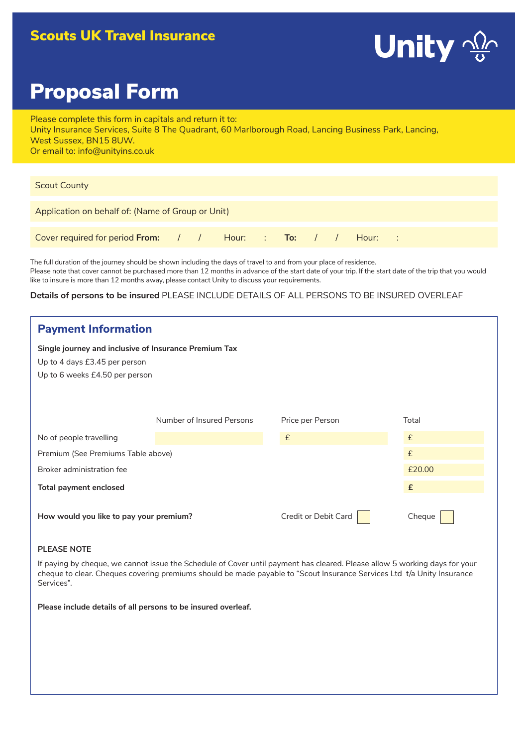**Scouts UK Travel Insurance**

Unity

# Proposal Form

Please complete this form in capitals and return it to:
Unity Insurance Services, Suite 8 The Quadrant, 60 Marlborough Road, Lancing Business Park, Lancing, West Sussex, BN15 8UW.
Or email to: info@unityins.co.uk

Scout County

Application on behalf of: (Name of Group or Unit)

Cover required for period **From:** / / Hour: : **To:** / / Hour: :

The full duration of the journey should be shown including the days of travel to and from your place of residence.
Please note that cover cannot be purchased more than 12 months in advance of the start date of your trip. If the start date of the trip that you would like to insure is more than 12 months away, please contact Unity to discuss your requirements.

**Details of persons to be insured** PLEASE INCLUDE DETAILS OF ALL PERSONS TO BE INSURED OVERLEAF

## Payment Information

**Single journey and inclusive of Insurance Premium Tax**

Up to 4 days £3.45 per person

Up to 6 weeks £4.50 per person

| | Number of Insured Persons | Price per Person | Total |
|---|---|---|---|
| No of people travelling | | £ | £ |
| Premium (See Premiums Table above) | | | £ |
| Broker administration fee | | | £20.00 |
| **Total payment enclosed** | | | **£** |

**How would you like to pay your premium?** Credit or Debit Card ☐ Cheque ☐

**PLEASE NOTE**

If paying by cheque, we cannot issue the Schedule of Cover until payment has cleared. Please allow 5 working days for your cheque to clear. Cheques covering premiums should be made payable to "Scout Insurance Services Ltd t/a Unity Insurance Services".

**Please include details of all persons to be insured overleaf.**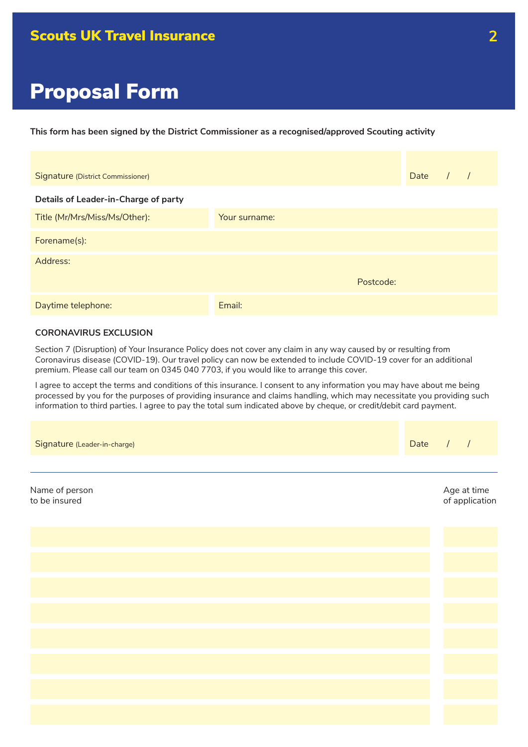# Proposal Form

**This form has been signed by the District Commissioner as a recognised/approved Scouting activity**

Signature (District Commissioner)

Date / /

**Details of Leader-in-Charge of party**

Title (Mr/Mrs/Miss/Ms/Other):

Your surname:

Forename(s):

Address:

Postcode:

Daytime telephone:

Email:

**CORONAVIRUS EXCLUSION**

Section 7 (Disruption) of Your Insurance Policy does not cover any claim in any way caused by or resulting from Coronavirus disease (COVID-19). Our travel policy can now be extended to include COVID-19 cover for an additional premium. Please call our team on 0345 040 7703, if you would like to arrange this cover.

I agree to accept the terms and conditions of this insurance. I consent to any information you may have about me being processed by you for the purposes of providing insurance and claims handling, which may necessitate you providing such information to third parties. I agree to pay the total sum indicated above by cheque, or credit/debit card payment.

Signature (Leader-in-charge)

Date / /

---

| Name of person to be insured | Age at time of application |
|---|---|
| | |
| | |
| | |
| | |
| | |
| | |
| | |
| | |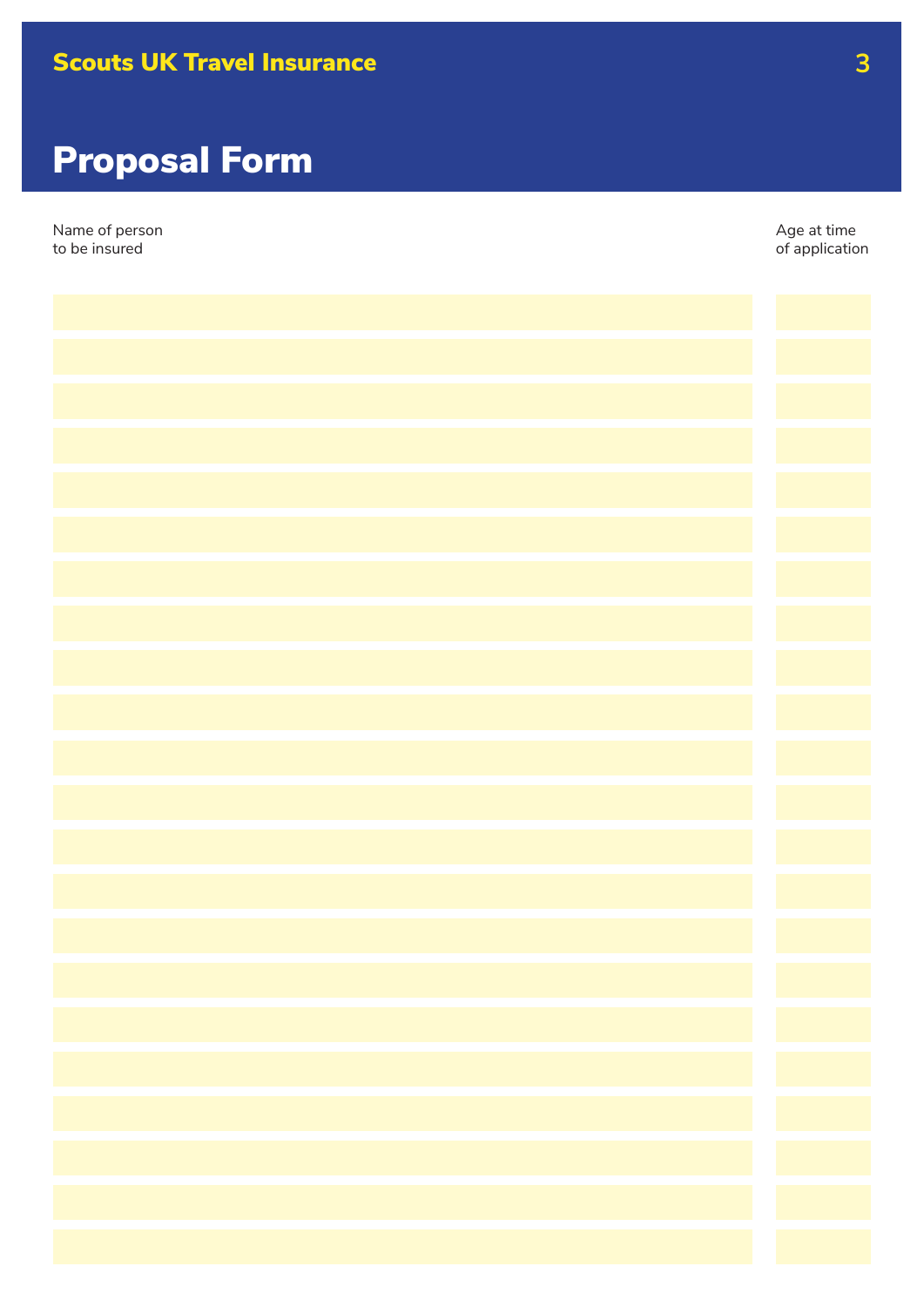# Proposal Form

| Name of person to be insured | Age at time of application |
| --- | --- |
| | |
| | |
| | |
| | |
| | |
| | |
| | |
| | |
| | |
| | |
| | |
| | |
| | |
| | |
| | |
| | |
| | |
| | |
| | |
| | |
| | |
| | |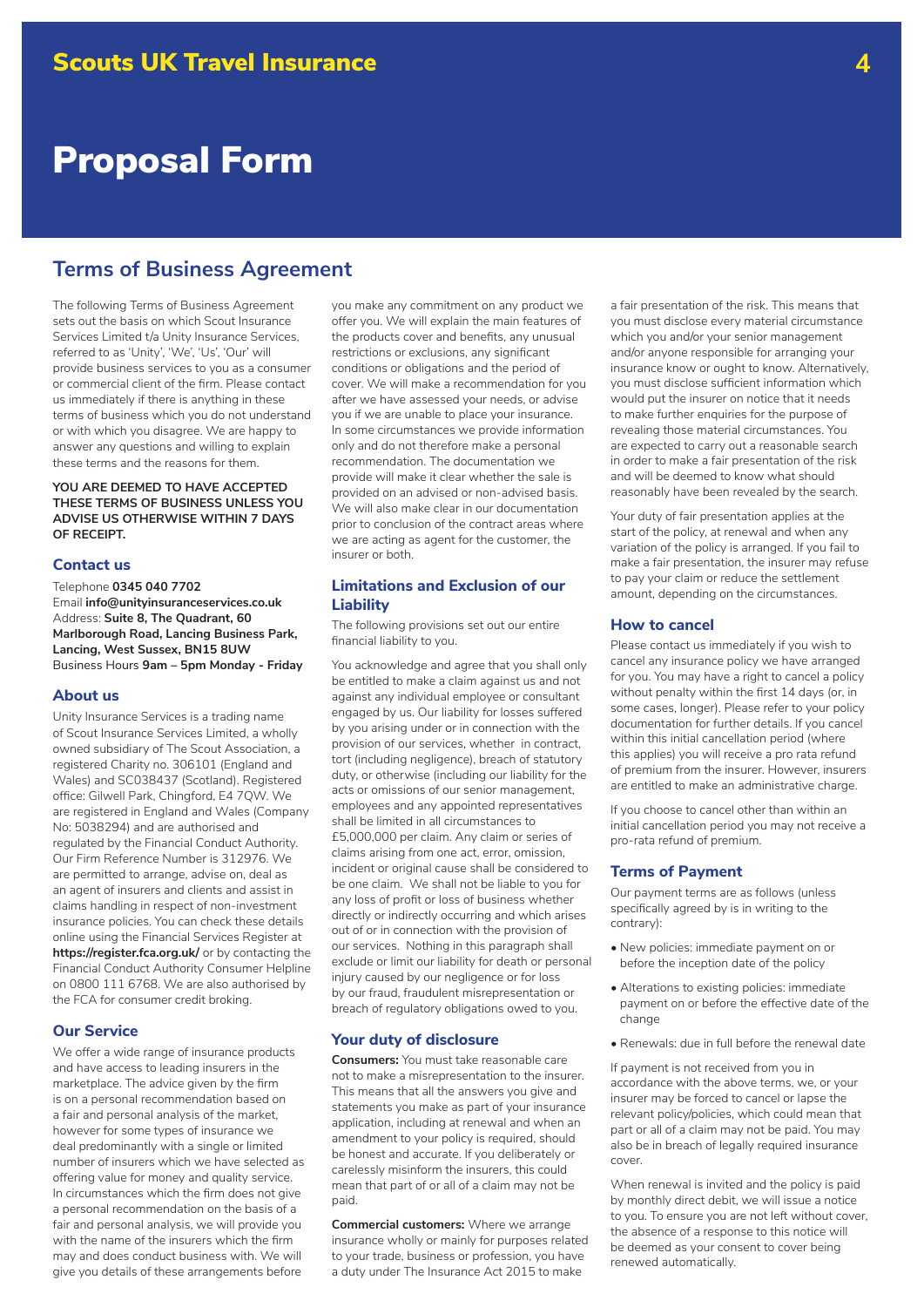# Proposal Form

## Terms of Business Agreement

The following Terms of Business Agreement sets out the basis on which Scout Insurance Services Limited t/a Unity Insurance Services, referred to as 'Unity', 'We', 'Us', 'Our' will provide business services to you as a consumer or commercial client of the firm. Please contact us immediately if there is anything in these terms of business which you do not understand or with which you disagree. We are happy to answer any questions and willing to explain these terms and the reasons for them.

**YOU ARE DEEMED TO HAVE ACCEPTED THESE TERMS OF BUSINESS UNLESS YOU ADVISE US OTHERWISE WITHIN 7 DAYS OF RECEIPT.**

### Contact us

Telephone **0345 040 7702**
Email **info@unityinsuranceservices.co.uk**
Address: **Suite 8, The Quadrant, 60 Marlborough Road, Lancing Business Park, Lancing, West Sussex, BN15 8UW**
Business Hours **9am – 5pm Monday - Friday**

### About us

Unity Insurance Services is a trading name of Scout Insurance Services Limited, a wholly owned subsidiary of The Scout Association, a registered Charity no. 306101 (England and Wales) and SC038437 (Scotland). Registered office: Gilwell Park, Chingford, E4 7QW. We are registered in England and Wales (Company No: 5038294) and are authorised and regulated by the Financial Conduct Authority. Our Firm Reference Number is 312976. We are permitted to arrange, advise on, deal as an agent of insurers and clients and assist in claims handling in respect of non-investment insurance policies. You can check these details online using the Financial Services Register at **https://register.fca.org.uk/** or by contacting the Financial Conduct Authority Consumer Helpline on 0800 111 6768. We are also authorised by the FCA for consumer credit broking.

### Our Service

We offer a wide range of insurance products and have access to leading insurers in the marketplace. The advice given by the firm is on a personal recommendation based on a fair and personal analysis of the market, however for some types of insurance we deal predominantly with a single or limited number of insurers which we have selected as offering value for money and quality service. In circumstances which the firm does not give a personal recommendation on the basis of a fair and personal analysis, we will provide you with the name of the insurers which the firm may and does conduct business with. We will give you details of these arrangements before you make any commitment on any product we offer you. We will explain the main features of the products cover and benefits, any unusual restrictions or exclusions, any significant conditions or obligations and the period of cover. We will make a recommendation for you after we have assessed your needs, or advise you if we are unable to place your insurance. In some circumstances we provide information only and do not therefore make a personal recommendation. The documentation we provide will make it clear whether the sale is provided on an advised or non-advised basis. We will also make clear in our documentation prior to conclusion of the contract areas where we are acting as agent for the customer, the insurer or both.

### Limitations and Exclusion of our Liability

The following provisions set out our entire financial liability to you.

You acknowledge and agree that you shall only be entitled to make a claim against us and not against any individual employee or consultant engaged by us. Our liability for losses suffered by you arising under or in connection with the provision of our services, whether in contract, tort (including negligence), breach of statutory duty, or otherwise (including our liability for the acts or omissions of our senior management, employees and any appointed representatives shall be limited in all circumstances to £5,000,000 per claim. Any claim or series of claims arising from one act, error, omission, incident or original cause shall be considered to be one claim. We shall not be liable to you for any loss of profit or loss of business whether directly or indirectly occurring and which arises out of or in connection with the provision of our services. Nothing in this paragraph shall exclude or limit our liability for death or personal injury caused by our negligence or for loss by our fraud, fraudulent misrepresentation or breach of regulatory obligations owed to you.

### Your duty of disclosure

**Consumers:** You must take reasonable care not to make a misrepresentation to the insurer. This means that all the answers you give and statements you make as part of your insurance application, including at renewal and when an amendment to your policy is required, should be honest and accurate. If you deliberately or carelessly misinform the insurers, this could mean that part of or all of a claim may not be paid.

**Commercial customers:** Where we arrange insurance wholly or mainly for purposes related to your trade, business or profession, you have a duty under The Insurance Act 2015 to make a fair presentation of the risk. This means that you must disclose every material circumstance which you and/or your senior management and/or anyone responsible for arranging your insurance know or ought to know. Alternatively, you must disclose sufficient information which would put the insurer on notice that it needs to make further enquiries for the purpose of revealing those material circumstances. You are expected to carry out a reasonable search in order to make a fair presentation of the risk and will be deemed to know what should reasonably have been revealed by the search.

Your duty of fair presentation applies at the start of the policy, at renewal and when any variation of the policy is arranged. If you fail to make a fair presentation, the insurer may refuse to pay your claim or reduce the settlement amount, depending on the circumstances.

### How to cancel

Please contact us immediately if you wish to cancel any insurance policy we have arranged for you. You may have a right to cancel a policy without penalty within the first 14 days (or, in some cases, longer). Please refer to your policy documentation for further details. If you cancel within this initial cancellation period (where this applies) you will receive a pro rata refund of premium from the insurer. However, insurers are entitled to make an administrative charge.

If you choose to cancel other than within an initial cancellation period you may not receive a pro-rata refund of premium.

### Terms of Payment

Our payment terms are as follows (unless specifically agreed by is in writing to the contrary):

- New policies: immediate payment on or before the inception date of the policy
- Alterations to existing policies: immediate payment on or before the effective date of the change
- Renewals: due in full before the renewal date

If payment is not received from you in accordance with the above terms, we, or your insurer may be forced to cancel or lapse the relevant policy/policies, which could mean that part or all of a claim may not be paid. You may also be in breach of legally required insurance cover.

When renewal is invited and the policy is paid by monthly direct debit, we will issue a notice to you. To ensure you are not left without cover, the absence of a response to this notice will be deemed as your consent to cover being renewed automatically.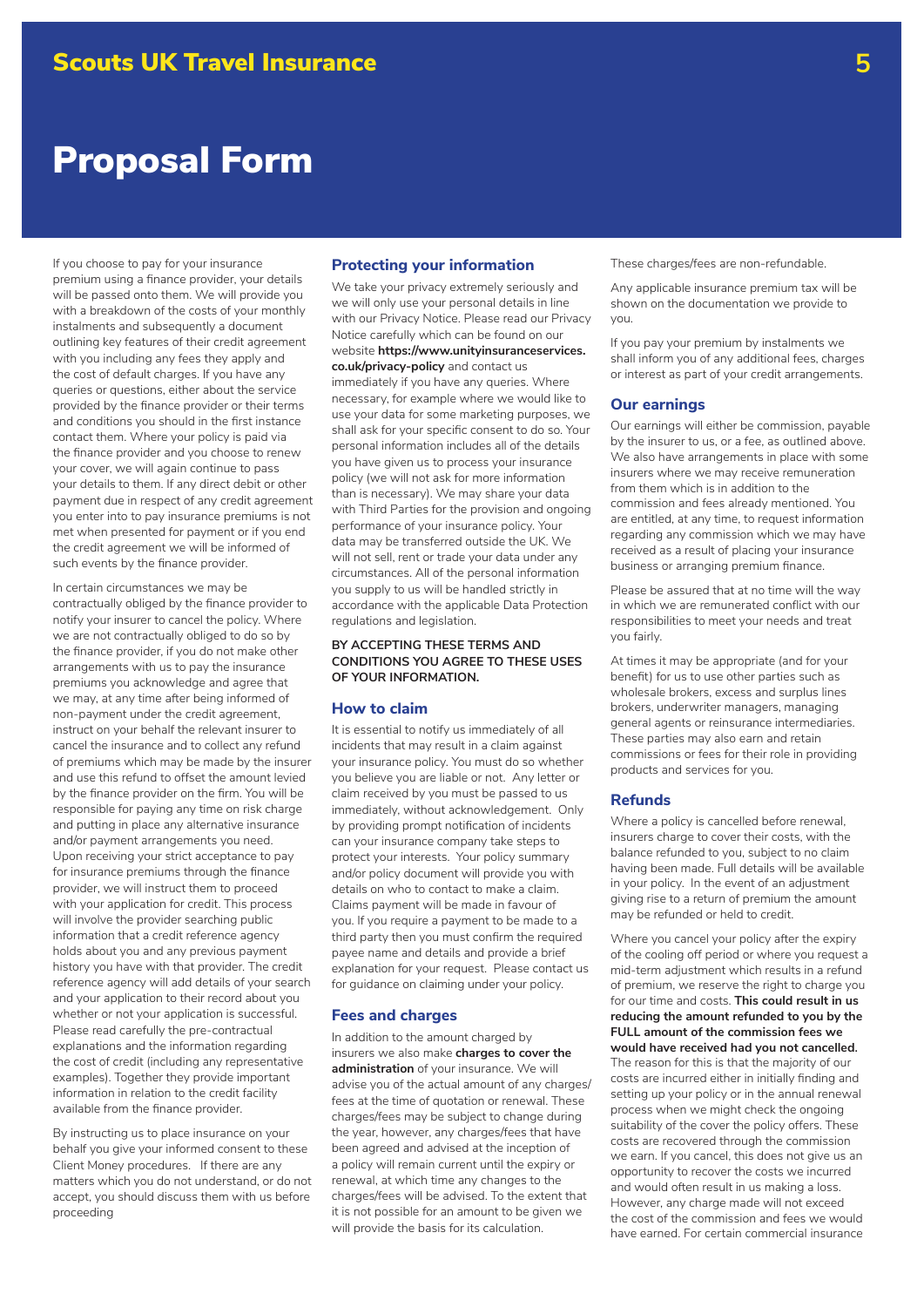# Proposal Form

If you choose to pay for your insurance premium using a finance provider, your details will be passed onto them. We will provide you with a breakdown of the costs of your monthly instalments and subsequently a document outlining key features of their credit agreement with you including any fees they apply and the cost of default charges. If you have any queries or questions, either about the service provided by the finance provider or their terms and conditions you should in the first instance contact them. Where your policy is paid via the finance provider and you choose to renew your cover, we will again continue to pass your details to them. If any direct debit or other payment due in respect of any credit agreement you enter into to pay insurance premiums is not met when presented for payment or if you end the credit agreement we will be informed of such events by the finance provider.

In certain circumstances we may be contractually obliged by the finance provider to notify your insurer to cancel the policy. Where we are not contractually obliged to do so by the finance provider, if you do not make other arrangements with us to pay the insurance premiums you acknowledge and agree that we may, at any time after being informed of non-payment under the credit agreement, instruct on your behalf the relevant insurer to cancel the insurance and to collect any refund of premiums which may be made by the insurer and use this refund to offset the amount levied by the finance provider on the firm. You will be responsible for paying any time on risk charge and putting in place any alternative insurance and/or payment arrangements you need. Upon receiving your strict acceptance to pay for insurance premiums through the finance provider, we will instruct them to proceed with your application for credit. This process will involve the provider searching public information that a credit reference agency holds about you and any previous payment history you have with that provider. The credit reference agency will add details of your search and your application to their record about you whether or not your application is successful. Please read carefully the pre-contractual explanations and the information regarding the cost of credit (including any representative examples). Together they provide important information in relation to the credit facility available from the finance provider.

By instructing us to place insurance on your behalf you give your informed consent to these Client Money procedures. If there are any matters which you do not understand, or do not accept, you should discuss them with us before proceeding

## Protecting your information

We take your privacy extremely seriously and we will only use your personal details in line with our Privacy Notice. Please read our Privacy Notice carefully which can be found on our website **https://www.unityinsuranceservices.co.uk/privacy-policy** and contact us immediately if you have any queries. Where necessary, for example where we would like to use your data for some marketing purposes, we shall ask for your specific consent to do so. Your personal information includes all of the details you have given us to process your insurance policy (we will not ask for more information than is necessary). We may share your data with Third Parties for the provision and ongoing performance of your insurance policy. Your data may be transferred outside the UK. We will not sell, rent or trade your data under any circumstances. All of the personal information you supply to us will be handled strictly in accordance with the applicable Data Protection regulations and legislation.

**BY ACCEPTING THESE TERMS AND CONDITIONS YOU AGREE TO THESE USES OF YOUR INFORMATION.**

## How to claim

It is essential to notify us immediately of all incidents that may result in a claim against your insurance policy. You must do so whether you believe you are liable or not. Any letter or claim received by you must be passed to us immediately, without acknowledgement. Only by providing prompt notification of incidents can your insurance company take steps to protect your interests. Your policy summary and/or policy document will provide you with details on who to contact to make a claim. Claims payment will be made in favour of you. If you require a payment to be made to a third party then you must confirm the required payee name and details and provide a brief explanation for your request. Please contact us for guidance on claiming under your policy.

## Fees and charges

In addition to the amount charged by insurers we also make **charges to cover the administration** of your insurance. We will advise you of the actual amount of any charges/fees at the time of quotation or renewal. These charges/fees may be subject to change during the year, however, any charges/fees that have been agreed and advised at the inception of a policy will remain current until the expiry or renewal, at which time any changes to the charges/fees will be advised. To the extent that it is not possible for an amount to be given we will provide the basis for its calculation.

These charges/fees are non-refundable.

Any applicable insurance premium tax will be shown on the documentation we provide to you.

If you pay your premium by instalments we shall inform you of any additional fees, charges or interest as part of your credit arrangements.

## Our earnings

Our earnings will either be commission, payable by the insurer to us, or a fee, as outlined above. We also have arrangements in place with some insurers where we may receive remuneration from them which is in addition to the commission and fees already mentioned. You are entitled, at any time, to request information regarding any commission which we may have received as a result of placing your insurance business or arranging premium finance.

Please be assured that at no time will the way in which we are remunerated conflict with our responsibilities to meet your needs and treat you fairly.

At times it may be appropriate (and for your benefit) for us to use other parties such as wholesale brokers, excess and surplus lines brokers, underwriter managers, managing general agents or reinsurance intermediaries. These parties may also earn and retain commissions or fees for their role in providing products and services for you.

## Refunds

Where a policy is cancelled before renewal, insurers charge to cover their costs, with the balance refunded to you, subject to no claim having been made. Full details will be available in your policy. In the event of an adjustment giving rise to a return of premium the amount may be refunded or held to credit.

Where you cancel your policy after the expiry of the cooling off period or where you request a mid-term adjustment which results in a refund of premium, we reserve the right to charge you for our time and costs. **This could result in us reducing the amount refunded to you by the FULL amount of the commission fees we would have received had you not cancelled.** The reason for this is that the majority of our costs are incurred either in initially finding and setting up your policy or in the annual renewal process when we might check the ongoing suitability of the cover the policy offers. These costs are recovered through the commission we earn. If you cancel, this does not give us an opportunity to recover the costs we incurred and would often result in us making a loss. However, any charge made will not exceed the cost of the commission and fees we would have earned. For certain commercial insurance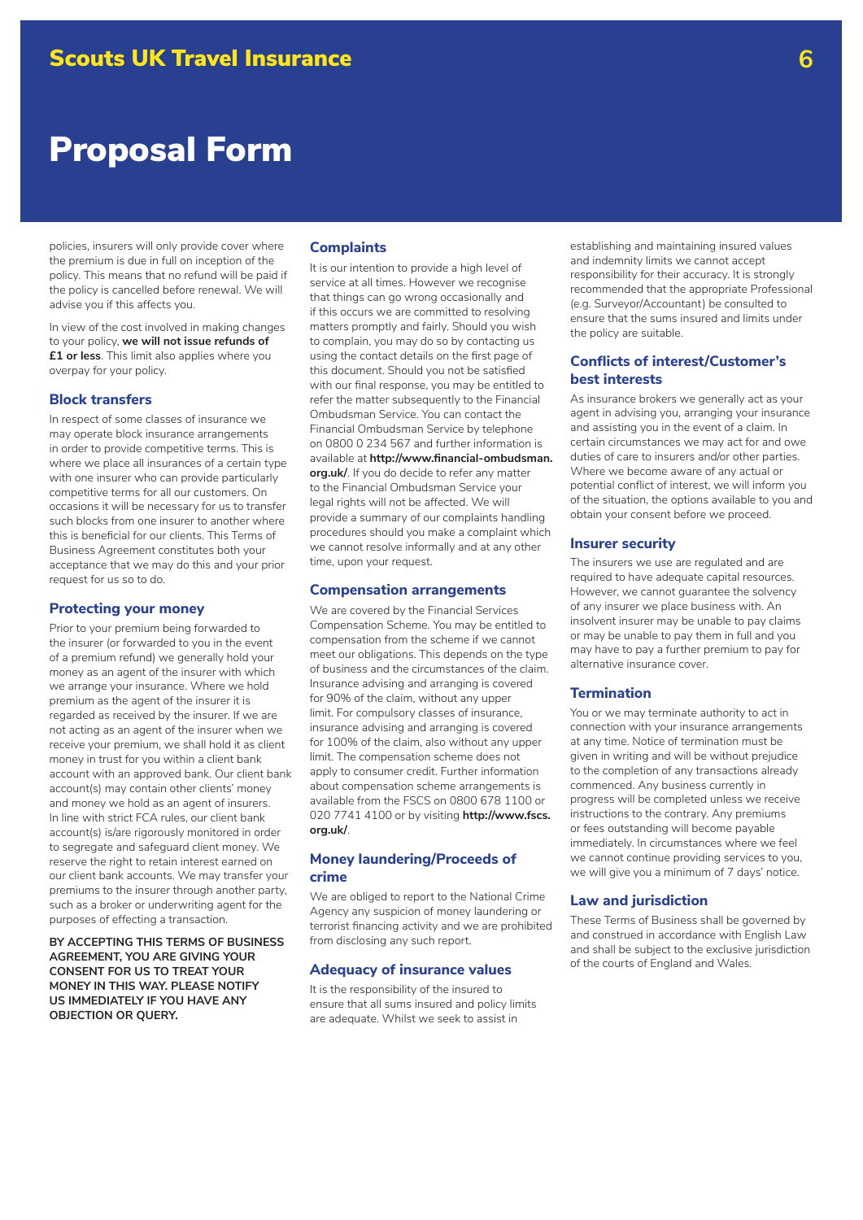# Proposal Form

policies, insurers will only provide cover where the premium is due in full on inception of the policy. This means that no refund will be paid if the policy is cancelled before renewal. We will advise you if this affects you.

In view of the cost involved in making changes to your policy, **we will not issue refunds of £1 or less**. This limit also applies where you overpay for your policy.

### Block transfers

In respect of some classes of insurance we may operate block insurance arrangements in order to provide competitive terms. This is where we place all insurances of a certain type with one insurer who can provide particularly competitive terms for all our customers. On occasions it will be necessary for us to transfer such blocks from one insurer to another where this is beneficial for our clients. This Terms of Business Agreement constitutes both your acceptance that we may do this and your prior request for us so to do.

### Protecting your money

Prior to your premium being forwarded to the insurer (or forwarded to you in the event of a premium refund) we generally hold your money as an agent of the insurer with which we arrange your insurance. Where we hold premium as the agent of the insurer it is regarded as received by the insurer. If we are not acting as an agent of the insurer when we receive your premium, we shall hold it as client money in trust for you within a client bank account with an approved bank. Our client bank account(s) may contain other clients' money and money we hold as an agent of insurers. In line with strict FCA rules, our client bank account(s) is/are rigorously monitored in order to segregate and safeguard client money. We reserve the right to retain interest earned on our client bank accounts. We may transfer your premiums to the insurer through another party, such as a broker or underwriting agent for the purposes of effecting a transaction.

**BY ACCEPTING THIS TERMS OF BUSINESS AGREEMENT, YOU ARE GIVING YOUR CONSENT FOR US TO TREAT YOUR MONEY IN THIS WAY. PLEASE NOTIFY US IMMEDIATELY IF YOU HAVE ANY OBJECTION OR QUERY.**

### Complaints

It is our intention to provide a high level of service at all times. However we recognise that things can go wrong occasionally and if this occurs we are committed to resolving matters promptly and fairly. Should you wish to complain, you may do so by contacting us using the contact details on the first page of this document. Should you not be satisfied with our final response, you may be entitled to refer the matter subsequently to the Financial Ombudsman Service. You can contact the Financial Ombudsman Service by telephone on 0800 0 234 567 and further information is available at **http://www.financial-ombudsman.org.uk/**. If you do decide to refer any matter to the Financial Ombudsman Service your legal rights will not be affected. We will provide a summary of our complaints handling procedures should you make a complaint which we cannot resolve informally and at any other time, upon your request.

### Compensation arrangements

We are covered by the Financial Services Compensation Scheme. You may be entitled to compensation from the scheme if we cannot meet our obligations. This depends on the type of business and the circumstances of the claim. Insurance advising and arranging is covered for 90% of the claim, without any upper limit. For compulsory classes of insurance, insurance advising and arranging is covered for 100% of the claim, also without any upper limit. The compensation scheme does not apply to consumer credit. Further information about compensation scheme arrangements is available from the FSCS on 0800 678 1100 or 020 7741 4100 or by visiting **http://www.fscs.org.uk/**.

### Money laundering/Proceeds of crime

We are obliged to report to the National Crime Agency any suspicion of money laundering or terrorist financing activity and we are prohibited from disclosing any such report.

### Adequacy of insurance values

It is the responsibility of the insured to ensure that all sums insured and policy limits are adequate. Whilst we seek to assist in establishing and maintaining insured values and indemnity limits we cannot accept responsibility for their accuracy. It is strongly recommended that the appropriate Professional (e.g. Surveyor/Accountant) be consulted to ensure that the sums insured and limits under the policy are suitable.

### Conflicts of interest/Customer's best interests

As insurance brokers we generally act as your agent in advising you, arranging your insurance and assisting you in the event of a claim. In certain circumstances we may act for and owe duties of care to insurers and/or other parties. Where we become aware of any actual or potential conflict of interest, we will inform you of the situation, the options available to you and obtain your consent before we proceed.

### Insurer security

The insurers we use are regulated and are required to have adequate capital resources. However, we cannot guarantee the solvency of any insurer we place business with. An insolvent insurer may be unable to pay claims or may be unable to pay them in full and you may have to pay a further premium to pay for alternative insurance cover.

### Termination

You or we may terminate authority to act in connection with your insurance arrangements at any time. Notice of termination must be given in writing and will be without prejudice to the completion of any transactions already commenced. Any business currently in progress will be completed unless we receive instructions to the contrary. Any premiums or fees outstanding will become payable immediately. In circumstances where we feel we cannot continue providing services to you, we will give you a minimum of 7 days' notice.

### Law and jurisdiction

These Terms of Business shall be governed by and construed in accordance with English Law and shall be subject to the exclusive jurisdiction of the courts of England and Wales.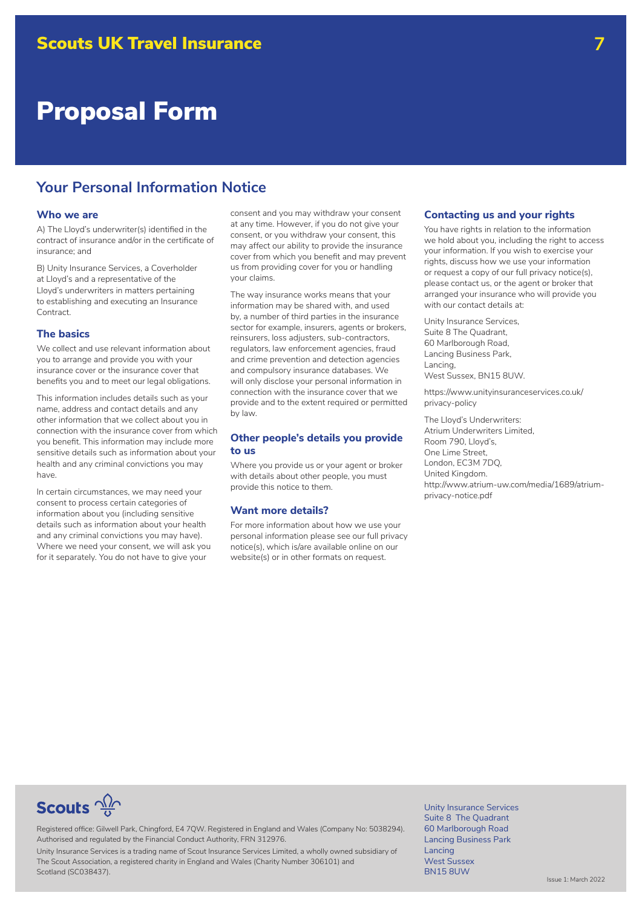# Proposal Form

## Your Personal Information Notice

### Who we are

A) The Lloyd's underwriter(s) identified in the contract of insurance and/or in the certificate of insurance; and

B) Unity Insurance Services, a Coverholder at Lloyd's and a representative of the Lloyd's underwriters in matters pertaining to establishing and executing an Insurance Contract.

### The basics

We collect and use relevant information about you to arrange and provide you with your insurance cover or the insurance cover that benefits you and to meet our legal obligations.

This information includes details such as your name, address and contact details and any other information that we collect about you in connection with the insurance cover from which you benefit. This information may include more sensitive details such as information about your health and any criminal convictions you may have.

In certain circumstances, we may need your consent to process certain categories of information about you (including sensitive details such as information about your health and any criminal convictions you may have). Where we need your consent, we will ask you for it separately. You do not have to give your consent and you may withdraw your consent at any time. However, if you do not give your consent, or you withdraw your consent, this may affect our ability to provide the insurance cover from which you benefit and may prevent us from providing cover for you or handling your claims.

The way insurance works means that your information may be shared with, and used by, a number of third parties in the insurance sector for example, insurers, agents or brokers, reinsurers, loss adjusters, sub-contractors, regulators, law enforcement agencies, fraud and crime prevention and detection agencies and compulsory insurance databases. We will only disclose your personal information in connection with the insurance cover that we provide and to the extent required or permitted by law.

### Other people's details you provide to us

Where you provide us or your agent or broker with details about other people, you must provide this notice to them.

### Want more details?

For more information about how we use your personal information please see our full privacy notice(s), which is/are available online on our website(s) or in other formats on request.

### Contacting us and your rights

You have rights in relation to the information we hold about you, including the right to access your information. If you wish to exercise your rights, discuss how we use your information or request a copy of our full privacy notice(s), please contact us, or the agent or broker that arranged your insurance who will provide you with our contact details at:

Unity Insurance Services,
Suite 8 The Quadrant,
60 Marlborough Road,
Lancing Business Park,
Lancing,
West Sussex, BN15 8UW.

https://www.unityinsuranceservices.co.uk/privacy-policy

The Lloyd's Underwriters:
Atrium Underwriters Limited,
Room 790, Lloyd's,
One Lime Street,
London, EC3M 7DQ,
United Kingdom.
http://www.atrium-uw.com/media/1689/atrium-privacy-notice.pdf

Scouts

Registered office: Gilwell Park, Chingford, E4 7QW. Registered in England and Wales (Company No: 5038294). Authorised and regulated by the Financial Conduct Authority, FRN 312976.

Unity Insurance Services is a trading name of Scout Insurance Services Limited, a wholly owned subsidiary of The Scout Association, a registered charity in England and Wales (Charity Number 306101) and Scotland (SC038437).

Unity Insurance Services
Suite 8 The Quadrant
60 Marlborough Road
Lancing Business Park
Lancing
West Sussex
BN15 8UW

Issue 1: March 2022